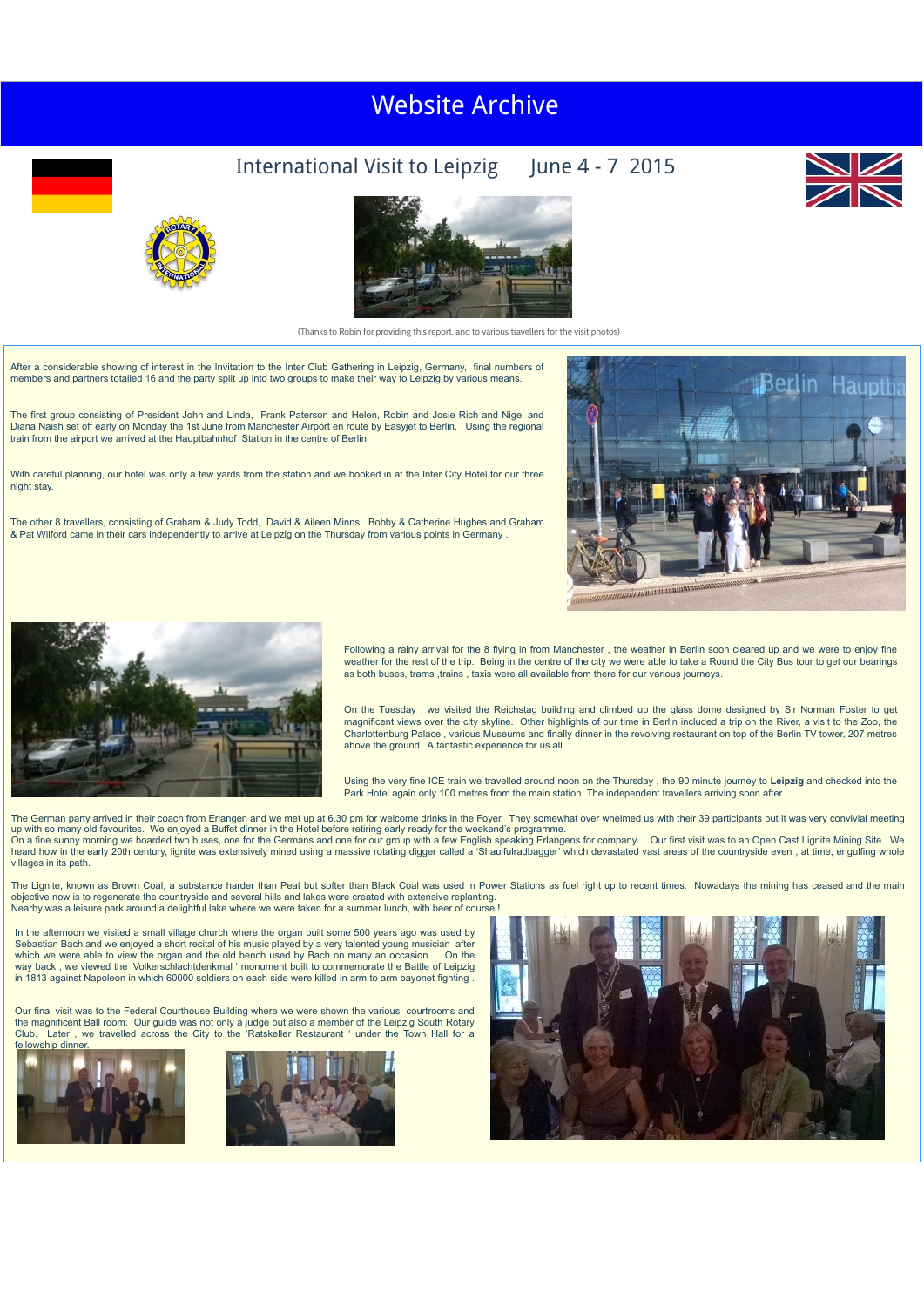# Website Archive

## International Visit to Leipzig June 4 - 7 2015

(Thanks to Robin for providing this report, and to various travellers for the visit photos)

After a considerable showing of interest in the Invitation to the Inter Club Gathering in Leipzig, Germany, final numbers of members and partners totalled 16 and the party split up into two groups to make their way to Leipzig by various means.

The first group consisting of President John and Linda, Frank Paterson and Helen, Robin and Josie Rich and Nigel and Diana Naish set off early on Monday the 1st June from Manchester Airport en route by Easyjet to Berlin. Using the regional train from the airport we arrived at the Hauptbahnhof Station in the centre of Berlin.

With careful planning, our hotel was only a few yards from the station and we booked in at the Inter City Hotel for our three night stay.

The other 8 travellers, consisting of Graham & Judy Todd, David & Aileen Minns, Bobby & Catherine Hughes and Graham & Pat Wilford came in their cars independently to arrive at Leipzig on the Thursday from various points in Germany .

Following a rainy arrival for the 8 flying in from Manchester , the weather in Berlin soon cleared up and we were to enjoy fine weather for the rest of the trip. Being in the centre of the city we were able to take a Round the City Bus tour to get our bearings as both buses, trams ,trains , taxis were all available from there for our various journeys.

On the Tuesday , we visited the Reichstag building and climbed up the glass dome designed by Sir Norman Foster to get magnificent views over the city skyline. Other highlights of our time in Berlin included a trip on the River, a visit to the Zoo, the Charlottenburg Palace , various Museums and finally dinner in the revolving restaurant on top of the Berlin TV tower, 207 metres above the ground. A fantastic experience for us all.

Using the very fine ICE train we travelled around noon on the Thursday , the 90 minute journey to **Leipzig** and checked into the Park Hotel again only 100 metres from the main station. The independent travellers arriving soon after.

The German party arrived in their coach from Erlangen and we met up at 6.30 pm for welcome drinks in the Foyer. They somewhat over whelmed us with their 39 participants but it was very convivial meeting up with so many old favourites. We enjoyed a Buffet dinner in the Hotel before retiring early ready for the weekend's programme.
On a fine sunny morning we boarded two buses, one for the Germans and one for our group with a few English speaking Erlangens for company. Our first visit was to an Open Cast Lignite Mining Site. We heard how in the early 20th century, lignite was extensively mined using a massive rotating digger called a 'Shaulfuradbagger' which devastated vast areas of the countryside even , at time, engulfing whole villages in its path.

The Lignite, known as Brown Coal, a substance harder than Peat but softer than Black Coal was used in Power Stations as fuel right up to recent times. Nowadays the mining has ceased and the main objective now is to regenerate the countryside and several hills and lakes were created with extensive replanting.
Nearby was a leisure park around a delightful lake where we were taken for a summer lunch, with beer of course !

In the afternoon we visited a small village church where the organ built some 500 years ago was used by Sebastian Bach and we enjoyed a short recital of his music played by a very talented young musician after which we were able to view the organ and the old bench used by Bach on many an occasion. On the way back , we viewed the 'Volkerschlachtdenkmal ' monument built to commemorate the Battle of Leipzig in 1813 against Napoleon in which 60000 soldiers on each side were killed in arm to arm bayonet fighting .

Our final visit was to the Federal Courthouse Building where we were shown the various courtrooms and the magnificent Ball room. Our guide was not only a judge but also a member of the Leipzig South Rotary Club. Later , we travelled across the City to the 'Ratskeller Restaurant ' under the Town Hall for a fellowship dinner.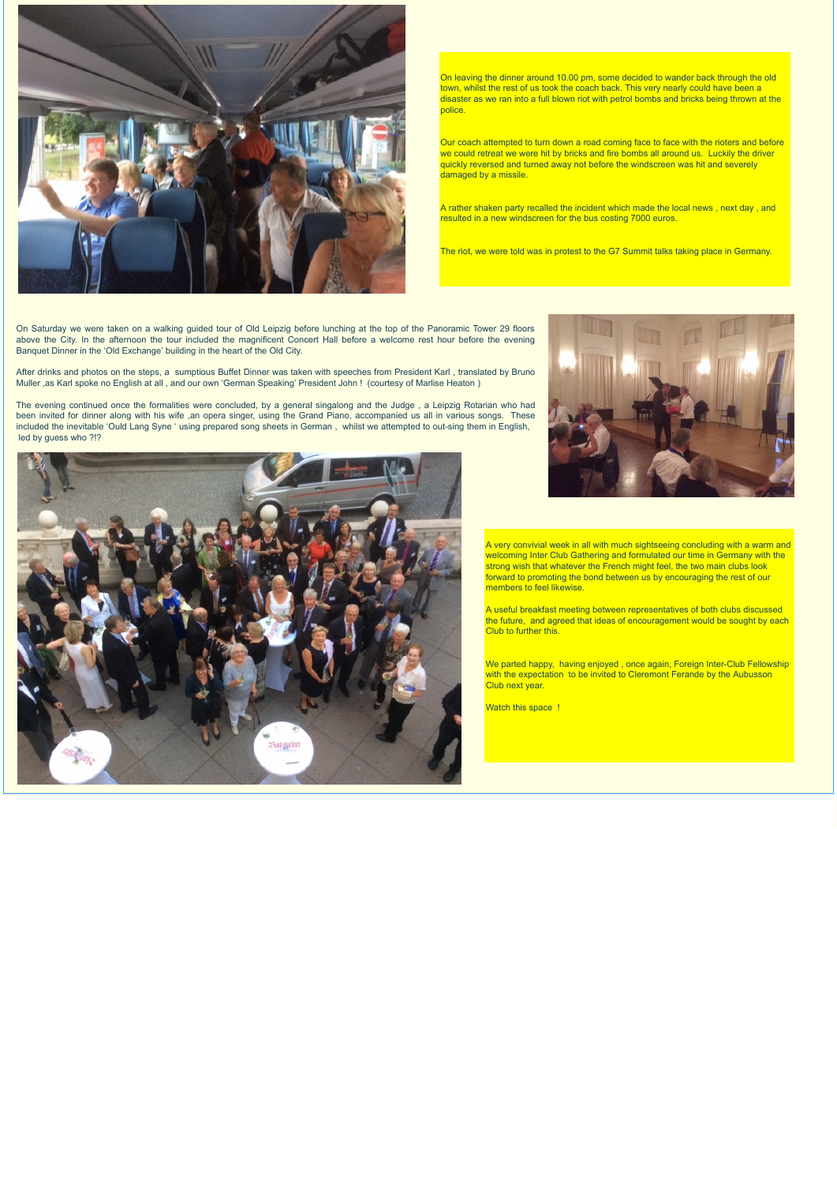On leaving the dinner around 10.00 pm, some decided to wander back through the old town, whilst the rest of us took the coach back. This very nearly could have been a disaster as we ran into a full blown riot with petrol bombs and bricks being thrown at the police.

Our coach attempted to turn down a road coming face to face with the rioters and before we could retreat we were hit by bricks and fire bombs all around us. Luckily the driver quickly reversed and turned away not before the windscreen was hit and severely damaged by a missile.

A rather shaken party recalled the incident which made the local news , next day , and resulted in a new windscreen for the bus costing 7000 euros.

The riot, we were told was in protest to the G7 Summit talks taking place in Germany.

On Saturday we were taken on a walking guided tour of Old Leipzig before lunching at the top of the Panoramic Tower 29 floors above the City. In the afternoon the tour included the magnificent Concert Hall before a welcome rest hour before the evening Banquet Dinner in the 'Old Exchange' building in the heart of the Old City.

After drinks and photos on the steps, a sumptious Buffet Dinner was taken with speeches from President Karl , translated by Bruno Muller ,as Karl spoke no English at all , and our own 'German Speaking' President John ! (courtesy of Marlise Heaton )

The evening continued once the formalities were concluded, by a general singalong and the Judge , a Leipzig Rotarian who had been invited for dinner along with his wife ,an opera singer, using the Grand Piano, accompanied us all in various songs. These included the inevitable 'Ould Lang Syne ' using prepared song sheets in German , whilst we attempted to out-sing them in English, led by guess who ?!?

A very convivial week in all with much sightseeing concluding with a warm and welcoming Inter Club Gathering and formulated our time in Germany with the strong wish that whatever the French might feel, the two main clubs look forward to promoting the bond between us by encouraging the rest of our members to feel likewise.

A useful breakfast meeting between representatives of both clubs discussed the future, and agreed that ideas of encouragement would be sought by each Club to further this.

We parted happy, having enjoyed , once again, Foreign Inter-Club Fellowship with the expectation to be invited to Cleremont Ferande by the Aubusson Club next year.

Watch this space !